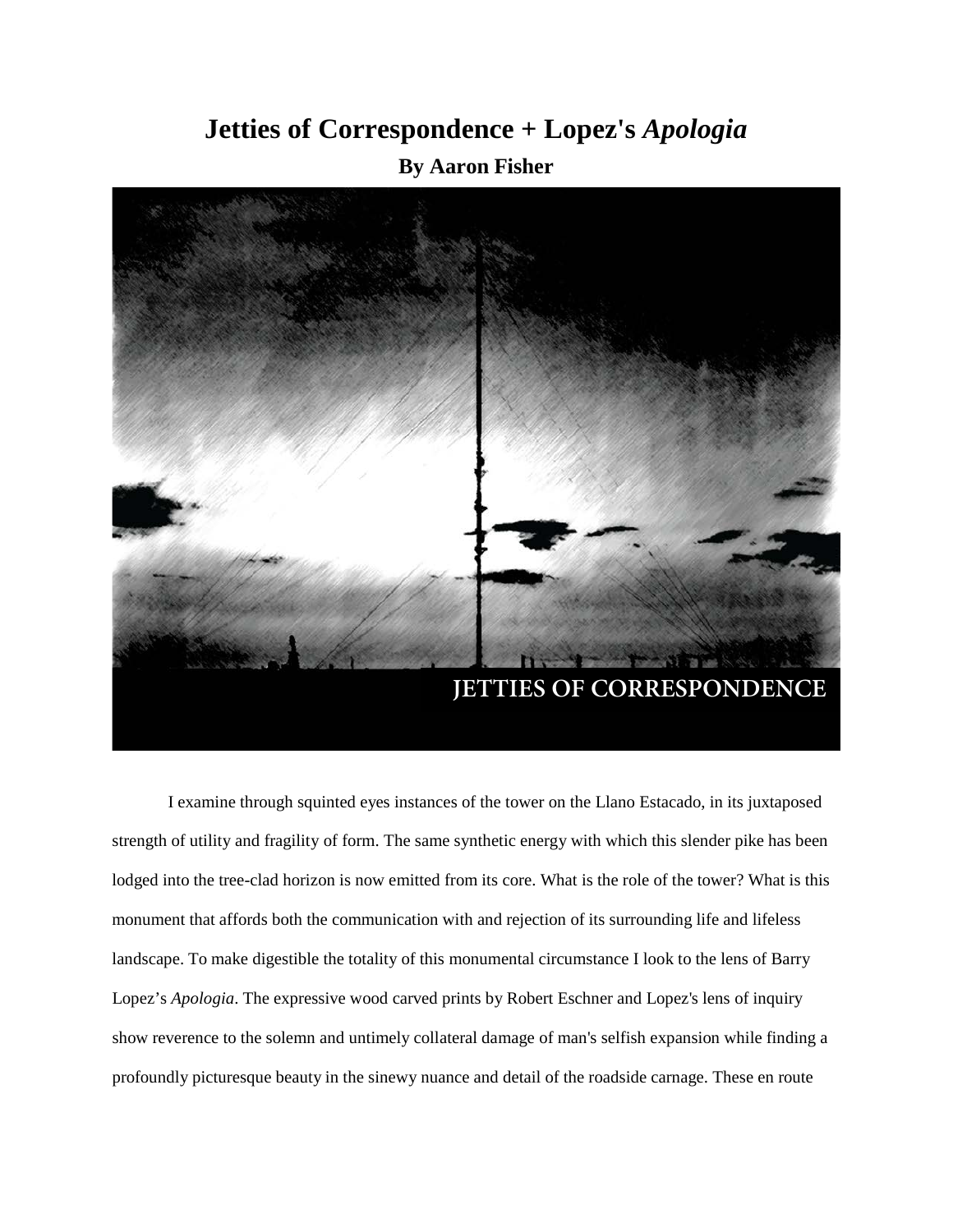# Jetties of Correspondence + Lopez's *Apologia*

**By Aaron Fisher**

I examine through squinted eyes instances of the tower on the Llano Estacado, in its juxtaposed strength of utility and fragility of form. The same synthetic energy with which this slender pike has been lodged into the tree-clad horizon is now emitted from its core. What is the role of the tower? What is this monument that affords both the communication with and rejection of its surrounding life and lifeless landscape. To make digestible the totality of this monumental circumstance I look to the lens of Barry Lopez's *Apologia*. The expressive wood carved prints by Robert Eschner and Lopez's lens of inquiry show reverence to the solemn and untimely collateral damage of man's selfish expansion while finding a profoundly picturesque beauty in the sinewy nuance and detail of the roadside carnage. These en route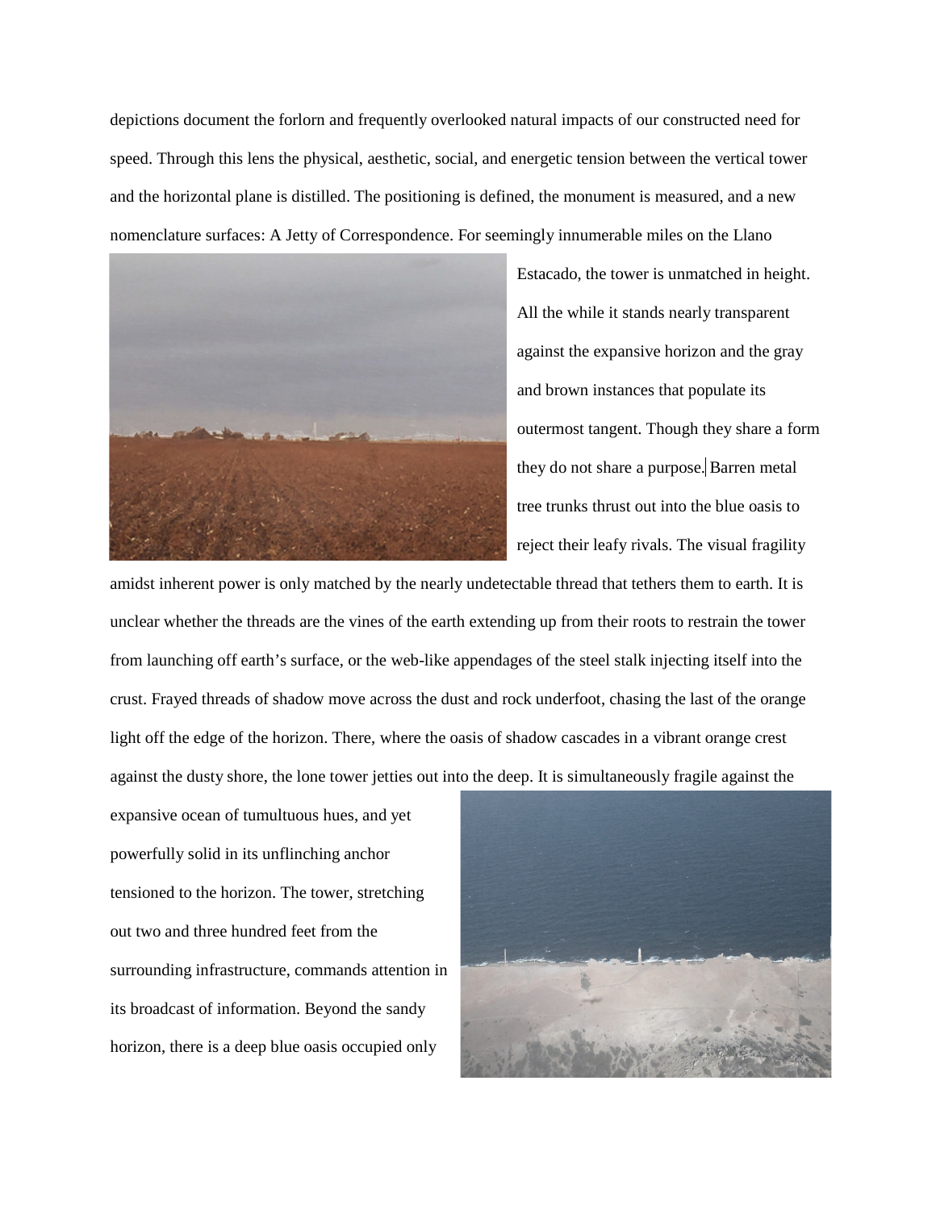depictions document the forlorn and frequently overlooked natural impacts of our constructed need for speed. Through this lens the physical, aesthetic, social, and energetic tension between the vertical tower and the horizontal plane is distilled. The positioning is defined, the monument is measured, and a new nomenclature surfaces: A Jetty of Correspondence. For seemingly innumerable miles on the Llano Estacado, the tower is unmatched in height. All the while it stands nearly transparent against the expansive horizon and the gray and brown instances that populate its outermost tangent. Though they share a form they do not share a purpose. Barren metal tree trunks thrust out into the blue oasis to reject their leafy rivals. The visual fragility amidst inherent power is only matched by the nearly undetectable thread that tethers them to earth. It is unclear whether the threads are the vines of the earth extending up from their roots to restrain the tower from launching off earth's surface, or the web-like appendages of the steel stalk injecting itself into the crust. Frayed threads of shadow move across the dust and rock underfoot, chasing the last of the orange light off the edge of the horizon. There, where the oasis of shadow cascades in a vibrant orange crest against the dusty shore, the lone tower jetties out into the deep. It is simultaneously fragile against the expansive ocean of tumultuous hues, and yet powerfully solid in its unflinching anchor tensioned to the horizon. The tower, stretching out two and three hundred feet from the surrounding infrastructure, commands attention in its broadcast of information. Beyond the sandy horizon, there is a deep blue oasis occupied only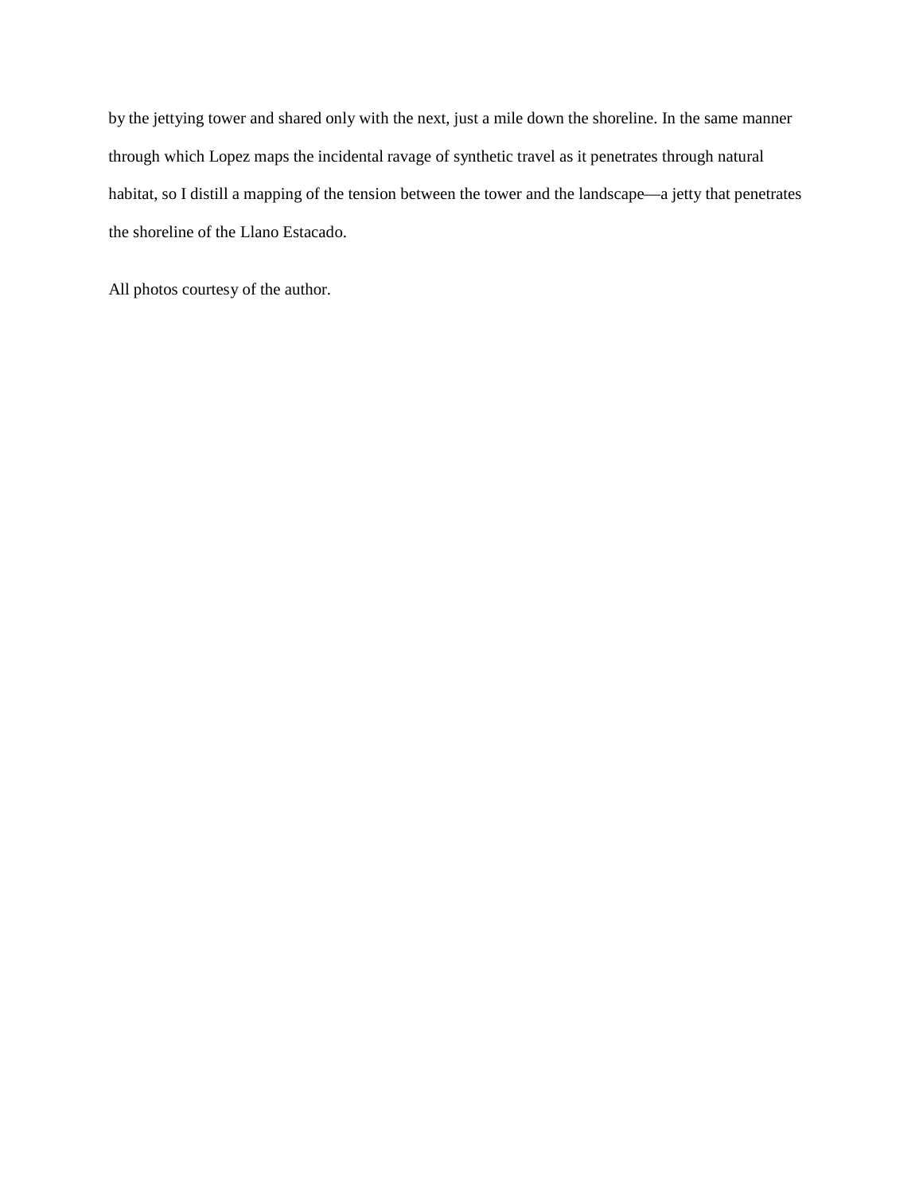by the jettying tower and shared only with the next, just a mile down the shoreline. In the same manner through which Lopez maps the incidental ravage of synthetic travel as it penetrates through natural habitat, so I distill a mapping of the tension between the tower and the landscape—a jetty that penetrates the shoreline of the Llano Estacado.

All photos courtesy of the author.